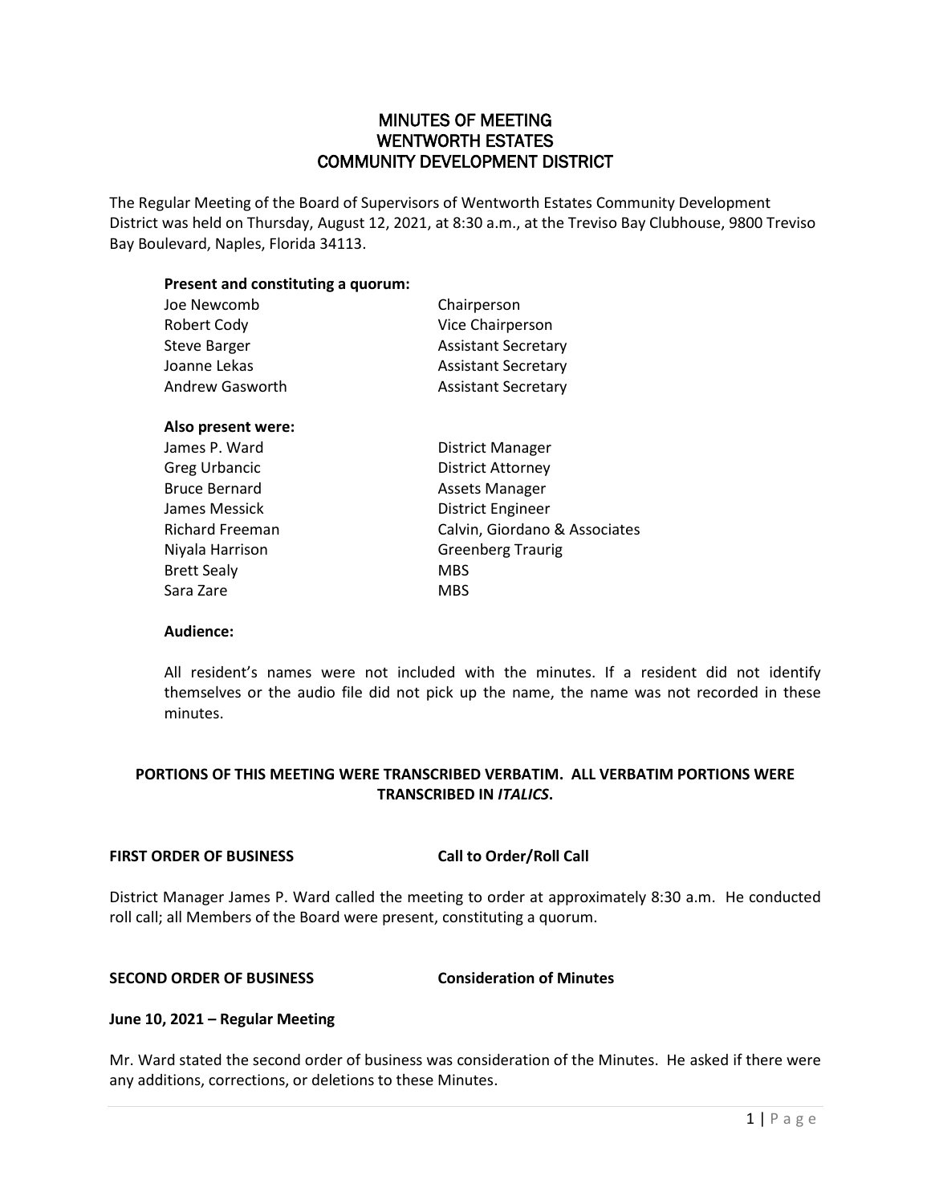# MINUTES OF MEETING
# WENTWORTH ESTATES
# COMMUNITY DEVELOPMENT DISTRICT

The Regular Meeting of the Board of Supervisors of Wentworth Estates Community Development District was held on Thursday, August 12, 2021, at 8:30 a.m., at the Treviso Bay Clubhouse, 9800 Treviso Bay Boulevard, Naples, Florida 34113.

**Present and constituting a quorum:**

| | |
|---|---|
| Joe Newcomb | Chairperson |
| Robert Cody | Vice Chairperson |
| Steve Barger | Assistant Secretary |
| Joanne Lekas | Assistant Secretary |
| Andrew Gasworth | Assistant Secretary |

**Also present were:**

| | |
|---|---|
| James P. Ward | District Manager |
| Greg Urbancic | District Attorney |
| Bruce Bernard | Assets Manager |
| James Messick | District Engineer |
| Richard Freeman | Calvin, Giordano & Associates |
| Niyala Harrison | Greenberg Traurig |
| Brett Sealy | MBS |
| Sara Zare | MBS |

**Audience:**

All resident's names were not included with the minutes. If a resident did not identify themselves or the audio file did not pick up the name, the name was not recorded in these minutes.

**PORTIONS OF THIS MEETING WERE TRANSCRIBED VERBATIM. ALL VERBATIM PORTIONS WERE TRANSCRIBED IN *ITALICS*.**

**FIRST ORDER OF BUSINESS Call to Order/Roll Call**

District Manager James P. Ward called the meeting to order at approximately 8:30 a.m. He conducted roll call; all Members of the Board were present, constituting a quorum.

**SECOND ORDER OF BUSINESS Consideration of Minutes**

**June 10, 2021 – Regular Meeting**

Mr. Ward stated the second order of business was consideration of the Minutes. He asked if there were any additions, corrections, or deletions to these Minutes.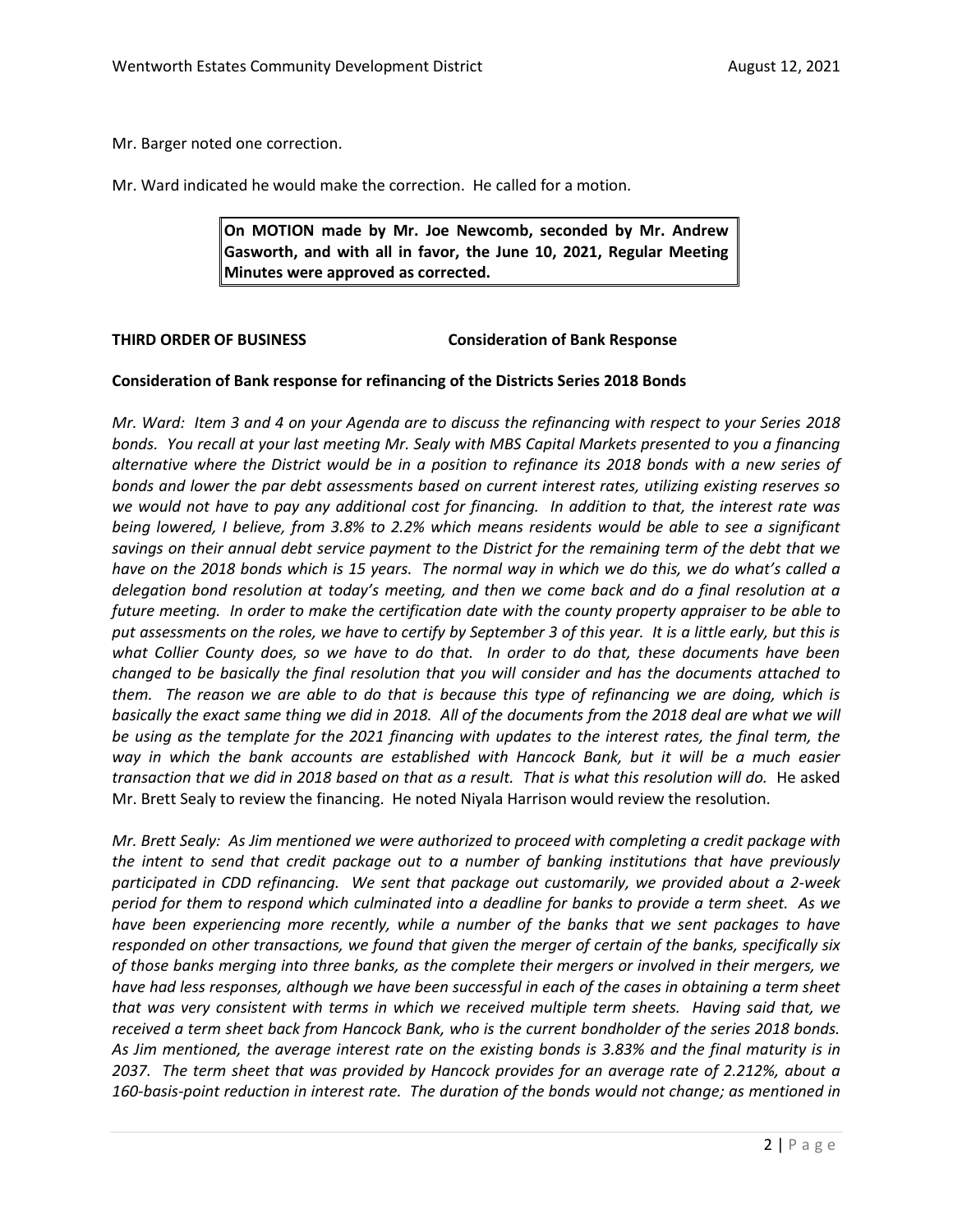Mr. Barger noted one correction.

Mr. Ward indicated he would make the correction. He called for a motion.

> **On MOTION made by Mr. Joe Newcomb, seconded by Mr. Andrew Gasworth, and with all in favor, the June 10, 2021, Regular Meeting Minutes were approved as corrected.**

**THIRD ORDER OF BUSINESS Consideration of Bank Response**

**Consideration of Bank response for refinancing of the Districts Series 2018 Bonds**

*Mr. Ward: Item 3 and 4 on your Agenda are to discuss the refinancing with respect to your Series 2018 bonds. You recall at your last meeting Mr. Sealy with MBS Capital Markets presented to you a financing alternative where the District would be in a position to refinance its 2018 bonds with a new series of bonds and lower the par debt assessments based on current interest rates, utilizing existing reserves so we would not have to pay any additional cost for financing. In addition to that, the interest rate was being lowered, I believe, from 3.8% to 2.2% which means residents would be able to see a significant savings on their annual debt service payment to the District for the remaining term of the debt that we have on the 2018 bonds which is 15 years. The normal way in which we do this, we do what's called a delegation bond resolution at today's meeting, and then we come back and do a final resolution at a future meeting. In order to make the certification date with the county property appraiser to be able to put assessments on the roles, we have to certify by September 3 of this year. It is a little early, but this is what Collier County does, so we have to do that. In order to do that, these documents have been changed to be basically the final resolution that you will consider and has the documents attached to them. The reason we are able to do that is because this type of refinancing we are doing, which is basically the exact same thing we did in 2018. All of the documents from the 2018 deal are what we will be using as the template for the 2021 financing with updates to the interest rates, the final term, the way in which the bank accounts are established with Hancock Bank, but it will be a much easier transaction that we did in 2018 based on that as a result. That is what this resolution will do.* He asked Mr. Brett Sealy to review the financing. He noted Niyala Harrison would review the resolution.

*Mr. Brett Sealy: As Jim mentioned we were authorized to proceed with completing a credit package with the intent to send that credit package out to a number of banking institutions that have previously participated in CDD refinancing. We sent that package out customarily, we provided about a 2-week period for them to respond which culminated into a deadline for banks to provide a term sheet. As we have been experiencing more recently, while a number of the banks that we sent packages to have responded on other transactions, we found that given the merger of certain of the banks, specifically six of those banks merging into three banks, as the complete their mergers or involved in their mergers, we have had less responses, although we have been successful in each of the cases in obtaining a term sheet that was very consistent with terms in which we received multiple term sheets. Having said that, we received a term sheet back from Hancock Bank, who is the current bondholder of the series 2018 bonds. As Jim mentioned, the average interest rate on the existing bonds is 3.83% and the final maturity is in 2037. The term sheet that was provided by Hancock provides for an average rate of 2.212%, about a 160-basis-point reduction in interest rate. The duration of the bonds would not change; as mentioned in*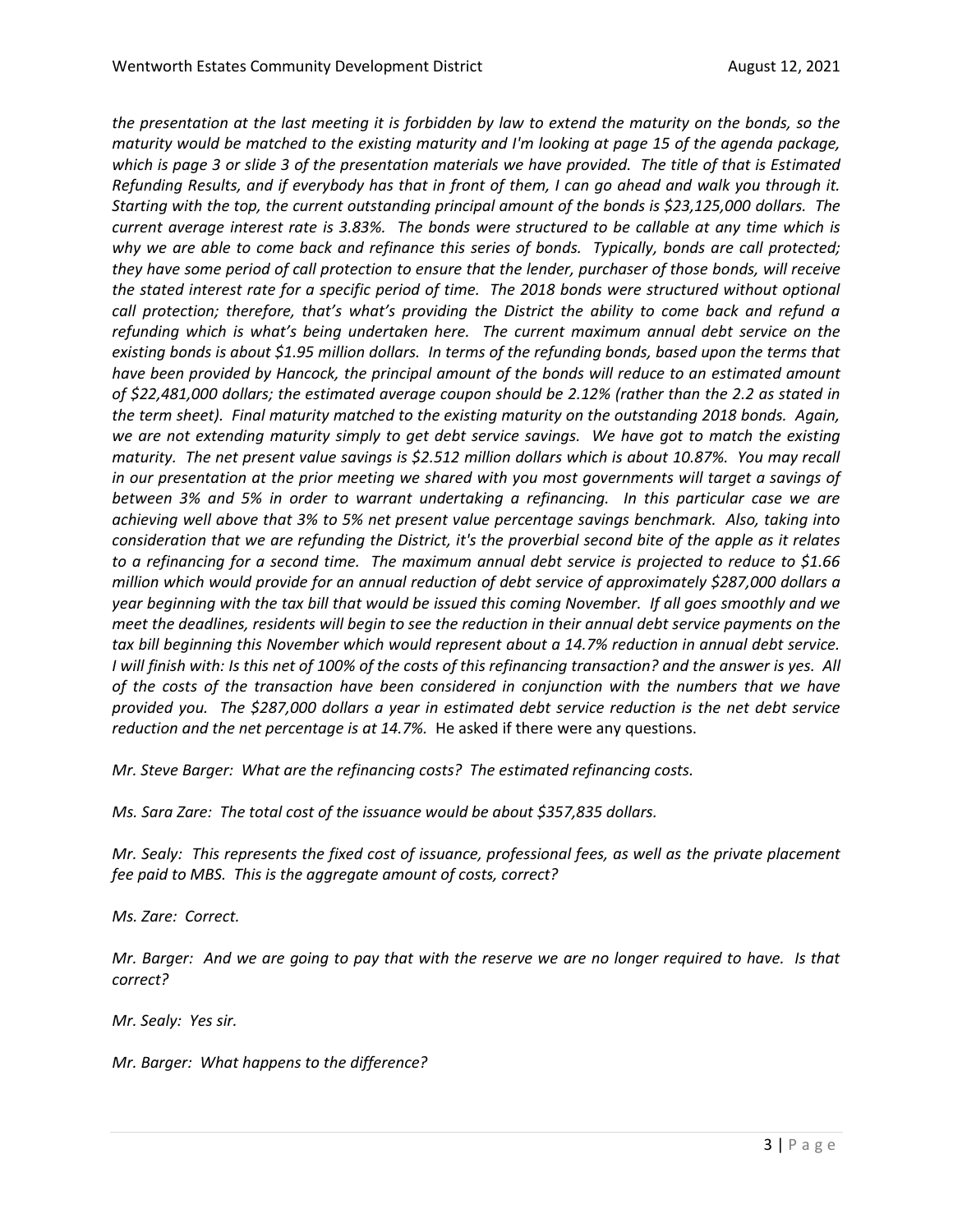*the presentation at the last meeting it is forbidden by law to extend the maturity on the bonds, so the maturity would be matched to the existing maturity and I'm looking at page 15 of the agenda package, which is page 3 or slide 3 of the presentation materials we have provided. The title of that is Estimated Refunding Results, and if everybody has that in front of them, I can go ahead and walk you through it. Starting with the top, the current outstanding principal amount of the bonds is $23,125,000 dollars. The current average interest rate is 3.83%. The bonds were structured to be callable at any time which is why we are able to come back and refinance this series of bonds. Typically, bonds are call protected; they have some period of call protection to ensure that the lender, purchaser of those bonds, will receive the stated interest rate for a specific period of time. The 2018 bonds were structured without optional call protection; therefore, that's what's providing the District the ability to come back and refund a refunding which is what's being undertaken here. The current maximum annual debt service on the existing bonds is about $1.95 million dollars. In terms of the refunding bonds, based upon the terms that have been provided by Hancock, the principal amount of the bonds will reduce to an estimated amount of $22,481,000 dollars; the estimated average coupon should be 2.12% (rather than the 2.2 as stated in the term sheet). Final maturity matched to the existing maturity on the outstanding 2018 bonds. Again, we are not extending maturity simply to get debt service savings. We have got to match the existing maturity. The net present value savings is $2.512 million dollars which is about 10.87%. You may recall in our presentation at the prior meeting we shared with you most governments will target a savings of between 3% and 5% in order to warrant undertaking a refinancing. In this particular case we are achieving well above that 3% to 5% net present value percentage savings benchmark. Also, taking into consideration that we are refunding the District, it's the proverbial second bite of the apple as it relates to a refinancing for a second time. The maximum annual debt service is projected to reduce to $1.66 million which would provide for an annual reduction of debt service of approximately $287,000 dollars a year beginning with the tax bill that would be issued this coming November. If all goes smoothly and we meet the deadlines, residents will begin to see the reduction in their annual debt service payments on the tax bill beginning this November which would represent about a 14.7% reduction in annual debt service. I will finish with: Is this net of 100% of the costs of this refinancing transaction? and the answer is yes. All of the costs of the transaction have been considered in conjunction with the numbers that we have provided you. The $287,000 dollars a year in estimated debt service reduction is the net debt service reduction and the net percentage is at 14.7%.* He asked if there were any questions.

*Mr. Steve Barger: What are the refinancing costs? The estimated refinancing costs.*

*Ms. Sara Zare: The total cost of the issuance would be about $357,835 dollars.*

*Mr. Sealy: This represents the fixed cost of issuance, professional fees, as well as the private placement fee paid to MBS. This is the aggregate amount of costs, correct?*

*Ms. Zare: Correct.*

*Mr. Barger: And we are going to pay that with the reserve we are no longer required to have. Is that correct?*

*Mr. Sealy: Yes sir.*

*Mr. Barger: What happens to the difference?*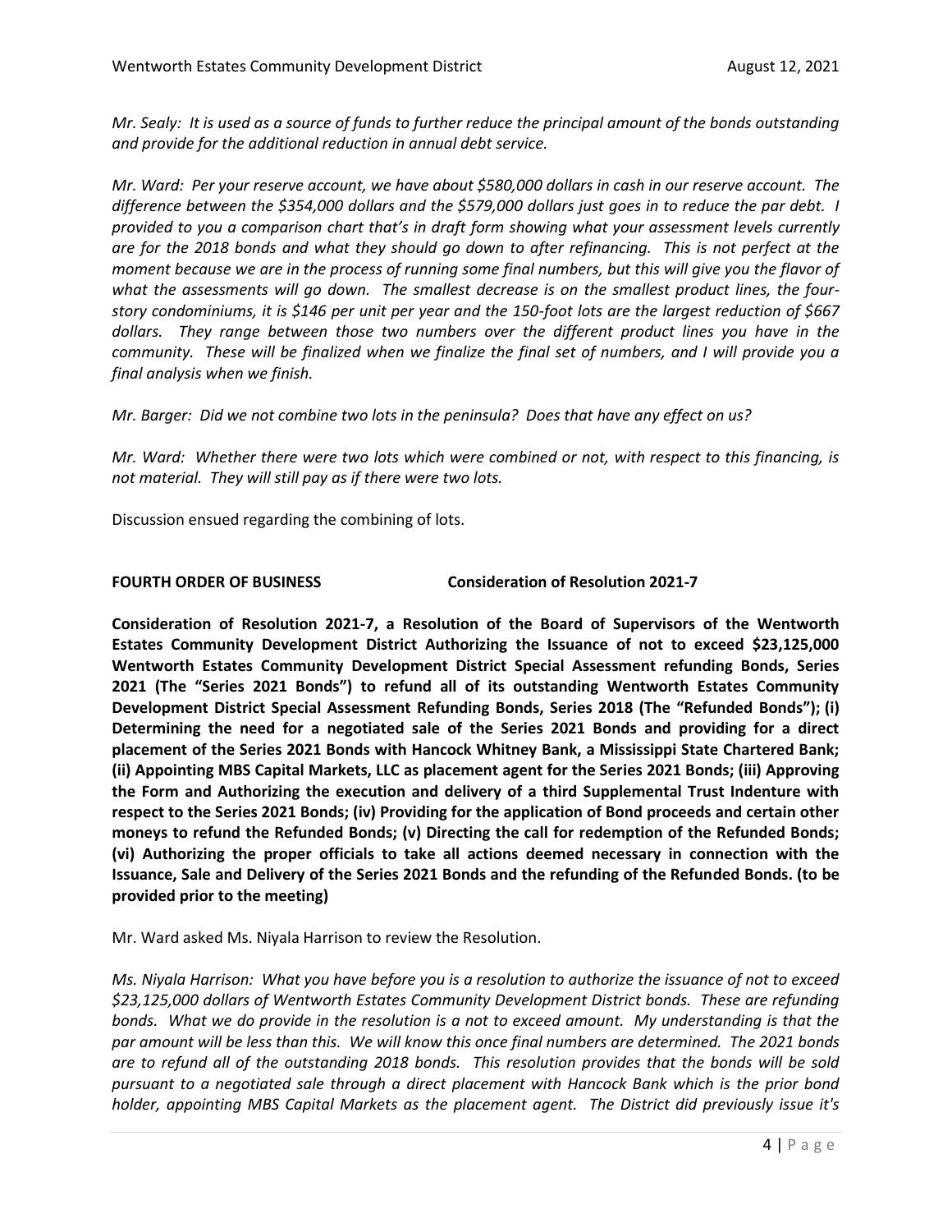*Mr. Sealy: It is used as a source of funds to further reduce the principal amount of the bonds outstanding and provide for the additional reduction in annual debt service.*

*Mr. Ward: Per your reserve account, we have about $580,000 dollars in cash in our reserve account. The difference between the $354,000 dollars and the $579,000 dollars just goes in to reduce the par debt. I provided to you a comparison chart that's in draft form showing what your assessment levels currently are for the 2018 bonds and what they should go down to after refinancing. This is not perfect at the moment because we are in the process of running some final numbers, but this will give you the flavor of what the assessments will go down. The smallest decrease is on the smallest product lines, the four-story condominiums, it is $146 per unit per year and the 150-foot lots are the largest reduction of $667 dollars. They range between those two numbers over the different product lines you have in the community. These will be finalized when we finalize the final set of numbers, and I will provide you a final analysis when we finish.*

*Mr. Barger: Did we not combine two lots in the peninsula? Does that have any effect on us?*

*Mr. Ward: Whether there were two lots which were combined or not, with respect to this financing, is not material. They will still pay as if there were two lots.*

Discussion ensued regarding the combining of lots.

**FOURTH ORDER OF BUSINESS Consideration of Resolution 2021-7**

**Consideration of Resolution 2021-7, a Resolution of the Board of Supervisors of the Wentworth Estates Community Development District Authorizing the Issuance of not to exceed $23,125,000 Wentworth Estates Community Development District Special Assessment refunding Bonds, Series 2021 (The "Series 2021 Bonds") to refund all of its outstanding Wentworth Estates Community Development District Special Assessment Refunding Bonds, Series 2018 (The "Refunded Bonds"); (i) Determining the need for a negotiated sale of the Series 2021 Bonds and providing for a direct placement of the Series 2021 Bonds with Hancock Whitney Bank, a Mississippi State Chartered Bank; (ii) Appointing MBS Capital Markets, LLC as placement agent for the Series 2021 Bonds; (iii) Approving the Form and Authorizing the execution and delivery of a third Supplemental Trust Indenture with respect to the Series 2021 Bonds; (iv) Providing for the application of Bond proceeds and certain other moneys to refund the Refunded Bonds; (v) Directing the call for redemption of the Refunded Bonds; (vi) Authorizing the proper officials to take all actions deemed necessary in connection with the Issuance, Sale and Delivery of the Series 2021 Bonds and the refunding of the Refunded Bonds. (to be provided prior to the meeting)**

Mr. Ward asked Ms. Niyala Harrison to review the Resolution.

*Ms. Niyala Harrison: What you have before you is a resolution to authorize the issuance of not to exceed $23,125,000 dollars of Wentworth Estates Community Development District bonds. These are refunding bonds. What we do provide in the resolution is a not to exceed amount. My understanding is that the par amount will be less than this. We will know this once final numbers are determined. The 2021 bonds are to refund all of the outstanding 2018 bonds. This resolution provides that the bonds will be sold pursuant to a negotiated sale through a direct placement with Hancock Bank which is the prior bond holder, appointing MBS Capital Markets as the placement agent. The District did previously issue it's*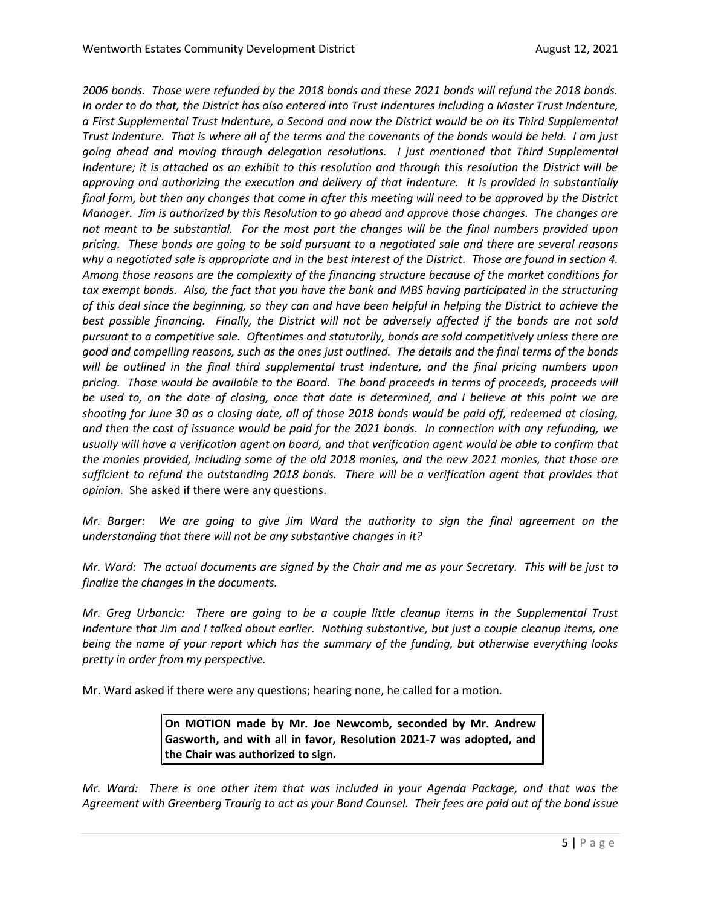*2006 bonds. Those were refunded by the 2018 bonds and these 2021 bonds will refund the 2018 bonds. In order to do that, the District has also entered into Trust Indentures including a Master Trust Indenture, a First Supplemental Trust Indenture, a Second and now the District would be on its Third Supplemental Trust Indenture. That is where all of the terms and the covenants of the bonds would be held. I am just going ahead and moving through delegation resolutions. I just mentioned that Third Supplemental Indenture; it is attached as an exhibit to this resolution and through this resolution the District will be approving and authorizing the execution and delivery of that indenture. It is provided in substantially final form, but then any changes that come in after this meeting will need to be approved by the District Manager. Jim is authorized by this Resolution to go ahead and approve those changes. The changes are not meant to be substantial. For the most part the changes will be the final numbers provided upon pricing. These bonds are going to be sold pursuant to a negotiated sale and there are several reasons why a negotiated sale is appropriate and in the best interest of the District. Those are found in section 4. Among those reasons are the complexity of the financing structure because of the market conditions for tax exempt bonds. Also, the fact that you have the bank and MBS having participated in the structuring of this deal since the beginning, so they can and have been helpful in helping the District to achieve the best possible financing. Finally, the District will not be adversely affected if the bonds are not sold pursuant to a competitive sale. Oftentimes and statutorily, bonds are sold competitively unless there are good and compelling reasons, such as the ones just outlined. The details and the final terms of the bonds will be outlined in the final third supplemental trust indenture, and the final pricing numbers upon pricing. Those would be available to the Board. The bond proceeds in terms of proceeds, proceeds will be used to, on the date of closing, once that date is determined, and I believe at this point we are shooting for June 30 as a closing date, all of those 2018 bonds would be paid off, redeemed at closing, and then the cost of issuance would be paid for the 2021 bonds. In connection with any refunding, we usually will have a verification agent on board, and that verification agent would be able to confirm that the monies provided, including some of the old 2018 monies, and the new 2021 monies, that those are sufficient to refund the outstanding 2018 bonds. There will be a verification agent that provides that opinion.* She asked if there were any questions.

*Mr. Barger: We are going to give Jim Ward the authority to sign the final agreement on the understanding that there will not be any substantive changes in it?*

*Mr. Ward: The actual documents are signed by the Chair and me as your Secretary. This will be just to finalize the changes in the documents.*

*Mr. Greg Urbancic: There are going to be a couple little cleanup items in the Supplemental Trust Indenture that Jim and I talked about earlier. Nothing substantive, but just a couple cleanup items, one being the name of your report which has the summary of the funding, but otherwise everything looks pretty in order from my perspective.*

Mr. Ward asked if there were any questions; hearing none, he called for a motion.

> **On MOTION made by Mr. Joe Newcomb, seconded by Mr. Andrew Gasworth, and with all in favor, Resolution 2021-7 was adopted, and the Chair was authorized to sign.**

*Mr. Ward: There is one other item that was included in your Agenda Package, and that was the Agreement with Greenberg Traurig to act as your Bond Counsel. Their fees are paid out of the bond issue*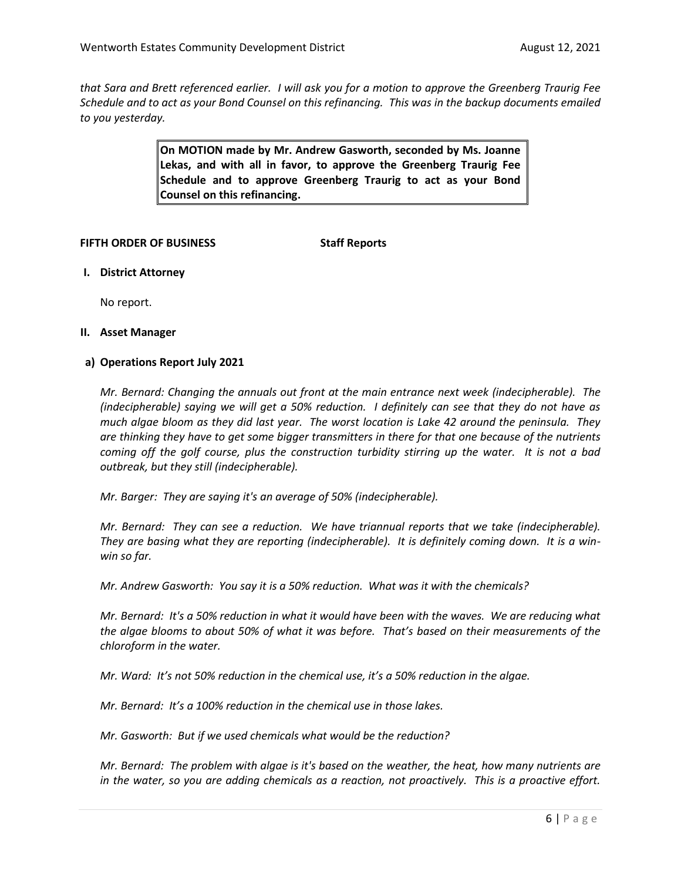*that Sara and Brett referenced earlier. I will ask you for a motion to approve the Greenberg Traurig Fee Schedule and to act as your Bond Counsel on this refinancing. This was in the backup documents emailed to you yesterday.*

> **On MOTION made by Mr. Andrew Gasworth, seconded by Ms. Joanne Lekas, and with all in favor, to approve the Greenberg Traurig Fee Schedule and to approve Greenberg Traurig to act as your Bond Counsel on this refinancing.**

**FIFTH ORDER OF BUSINESS　　　　　Staff Reports**

**I. District Attorney**

No report.

**II. Asset Manager**

**a) Operations Report July 2021**

*Mr. Bernard: Changing the annuals out front at the main entrance next week (indecipherable). The (indecipherable) saying we will get a 50% reduction. I definitely can see that they do not have as much algae bloom as they did last year. The worst location is Lake 42 around the peninsula. They are thinking they have to get some bigger transmitters in there for that one because of the nutrients coming off the golf course, plus the construction turbidity stirring up the water. It is not a bad outbreak, but they still (indecipherable).*

*Mr. Barger: They are saying it's an average of 50% (indecipherable).*

*Mr. Bernard: They can see a reduction. We have triannual reports that we take (indecipherable). They are basing what they are reporting (indecipherable). It is definitely coming down. It is a win-win so far.*

*Mr. Andrew Gasworth: You say it is a 50% reduction. What was it with the chemicals?*

*Mr. Bernard: It's a 50% reduction in what it would have been with the waves. We are reducing what the algae blooms to about 50% of what it was before. That's based on their measurements of the chloroform in the water.*

*Mr. Ward: It's not 50% reduction in the chemical use, it's a 50% reduction in the algae.*

*Mr. Bernard: It's a 100% reduction in the chemical use in those lakes.*

*Mr. Gasworth: But if we used chemicals what would be the reduction?*

*Mr. Bernard: The problem with algae is it's based on the weather, the heat, how many nutrients are in the water, so you are adding chemicals as a reaction, not proactively. This is a proactive effort.*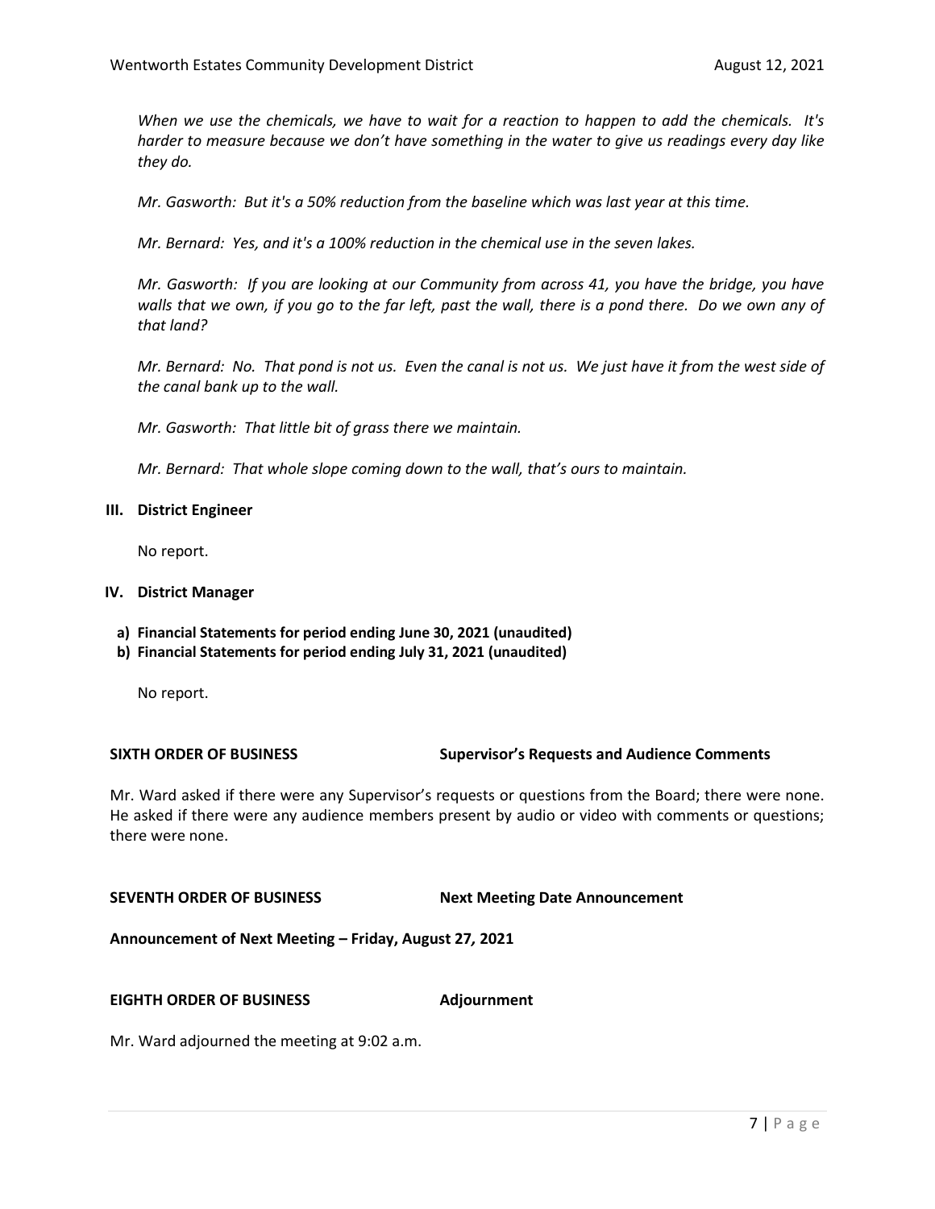*When we use the chemicals, we have to wait for a reaction to happen to add the chemicals. It's harder to measure because we don't have something in the water to give us readings every day like they do.*

*Mr. Gasworth: But it's a 50% reduction from the baseline which was last year at this time.*

*Mr. Bernard: Yes, and it's a 100% reduction in the chemical use in the seven lakes.*

*Mr. Gasworth: If you are looking at our Community from across 41, you have the bridge, you have walls that we own, if you go to the far left, past the wall, there is a pond there. Do we own any of that land?*

*Mr. Bernard: No. That pond is not us. Even the canal is not us. We just have it from the west side of the canal bank up to the wall.*

*Mr. Gasworth: That little bit of grass there we maintain.*

*Mr. Bernard: That whole slope coming down to the wall, that's ours to maintain.*

**III. District Engineer**

No report.

**IV. District Manager**

**a) Financial Statements for period ending June 30, 2021 (unaudited)**
**b) Financial Statements for period ending July 31, 2021 (unaudited)**

No report.

**SIXTH ORDER OF BUSINESS** **Supervisor's Requests and Audience Comments**

Mr. Ward asked if there were any Supervisor's requests or questions from the Board; there were none. He asked if there were any audience members present by audio or video with comments or questions; there were none.

**SEVENTH ORDER OF BUSINESS** **Next Meeting Date Announcement**

**Announcement of Next Meeting – Friday, August 27, 2021**

**EIGHTH ORDER OF BUSINESS** **Adjournment**

Mr. Ward adjourned the meeting at 9:02 a.m.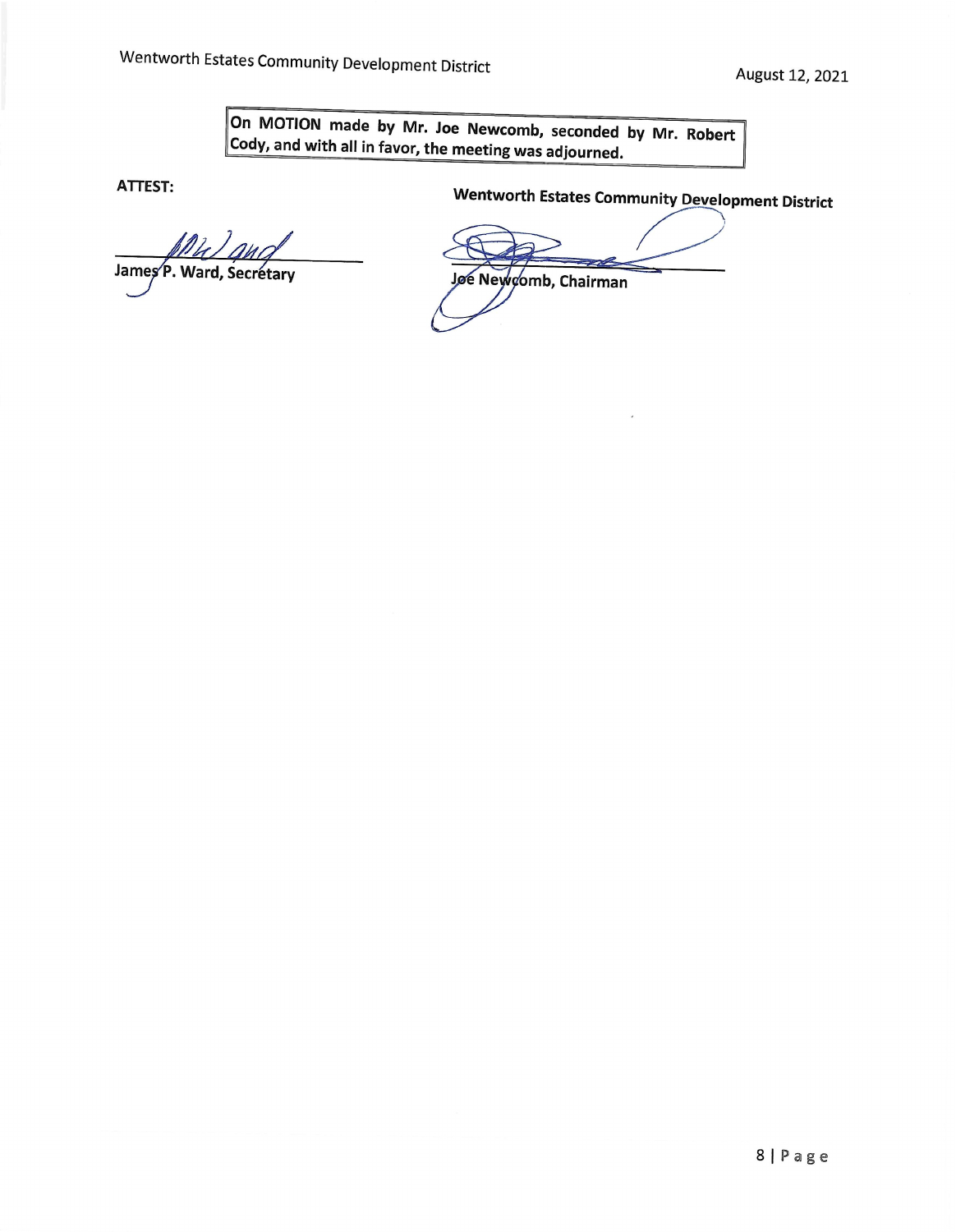On MOTION made by Mr. Joe Newcomb, seconded by Mr. Robert Cody, and with all in favor, the meeting was adjourned.

ATTEST:

James P. Ward, Secretary

Wentworth Estates Community Development District

Joe Newcomb, Chairman